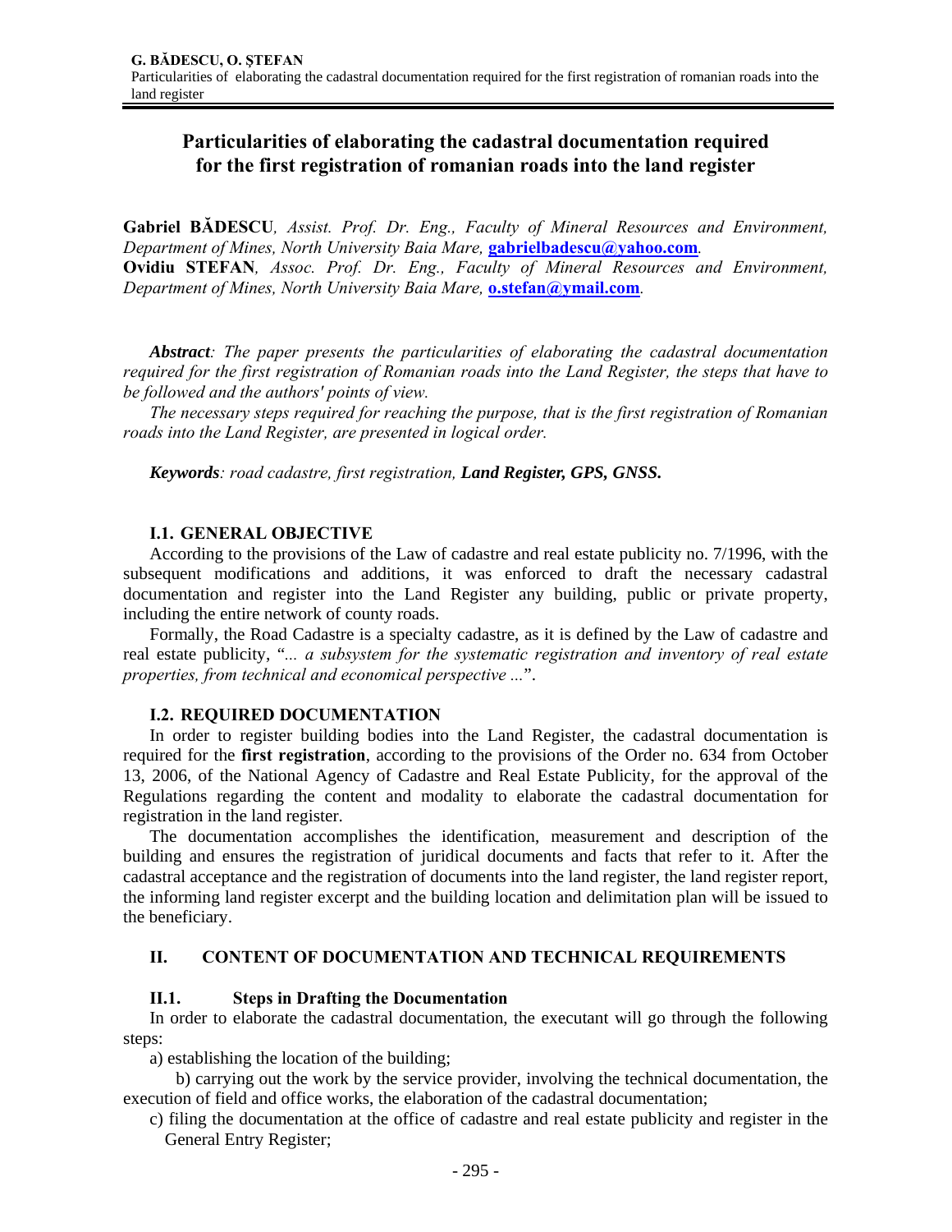# Particularities of elaborating the cadastral documentation required for the first registration of romanian roads into the land register

**Gabriel BĂDESCU**, *Assist. Prof. Dr. Eng., Faculty of Mineral Resources and Environment, Department of Mines, North University Baia Mare,* **gabrielbadescu@yahoo.com**.
**Ovidiu STEFAN**, *Assoc. Prof. Dr. Eng., Faculty of Mineral Resources and Environment, Department of Mines, North University Baia Mare,* **o.stefan@ymail.com**.

***Abstract****: The paper presents the particularities of elaborating the cadastral documentation required for the first registration of Romanian roads into the Land Register, the steps that have to be followed and the authors' points of view.*

*The necessary steps required for reaching the purpose, that is the first registration of Romanian roads into the Land Register, are presented in logical order.*

***Keywords****: road cadastre, first registration,* ***Land Register, GPS, GNSS.***

### I.1. GENERAL OBJECTIVE

According to the provisions of the Law of cadastre and real estate publicity no. 7/1996, with the subsequent modifications and additions, it was enforced to draft the necessary cadastral documentation and register into the Land Register any building, public or private property, including the entire network of county roads.

Formally, the Road Cadastre is a specialty cadastre, as it is defined by the Law of cadastre and real estate publicity, "*... a subsystem for the systematic registration and inventory of real estate properties, from technical and economical perspective ...*".

### I.2. REQUIRED DOCUMENTATION

In order to register building bodies into the Land Register, the cadastral documentation is required for the **first registration**, according to the provisions of the Order no. 634 from October 13, 2006, of the National Agency of Cadastre and Real Estate Publicity, for the approval of the Regulations regarding the content and modality to elaborate the cadastral documentation for registration in the land register.

The documentation accomplishes the identification, measurement and description of the building and ensures the registration of juridical documents and facts that refer to it. After the cadastral acceptance and the registration of documents into the land register, the land register report, the informing land register excerpt and the building location and delimitation plan will be issued to the beneficiary.

## II. CONTENT OF DOCUMENTATION AND TECHNICAL REQUIREMENTS

### II.1. Steps in Drafting the Documentation

In order to elaborate the cadastral documentation, the executant will go through the following steps:

a) establishing the location of the building;

b) carrying out the work by the service provider, involving the technical documentation, the execution of field and office works, the elaboration of the cadastral documentation;

c) filing the documentation at the office of cadastre and real estate publicity and register in the General Entry Register;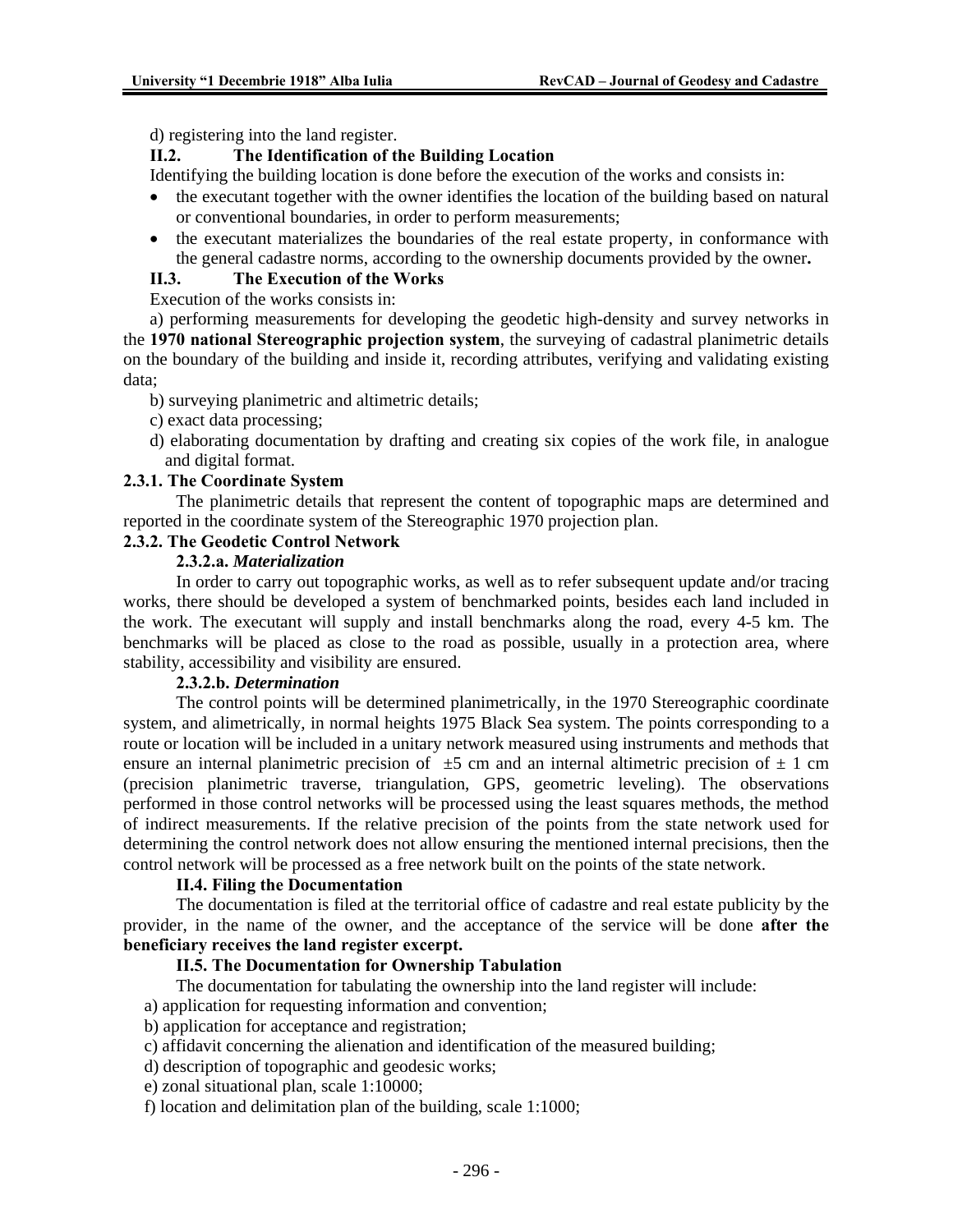d) registering into the land register.

### II.2. The Identification of the Building Location

Identifying the building location is done before the execution of the works and consists in:

- the executant together with the owner identifies the location of the building based on natural or conventional boundaries, in order to perform measurements;
- the executant materializes the boundaries of the real estate property, in conformance with the general cadastre norms, according to the ownership documents provided by the owner**.**

### II.3. The Execution of the Works

Execution of the works consists in:

a) performing measurements for developing the geodetic high-density and survey networks in the **1970 national Stereographic projection system**, the surveying of cadastral planimetric details on the boundary of the building and inside it, recording attributes, verifying and validating existing data;

b) surveying planimetric and altimetric details;

c) exact data processing;

d) elaborating documentation by drafting and creating six copies of the work file, in analogue and digital format.

#### 2.3.1. The Coordinate System

The planimetric details that represent the content of topographic maps are determined and reported in the coordinate system of the Stereographic 1970 projection plan.

#### 2.3.2. The Geodetic Control Network

**2.3.2.a. *Materialization***

In order to carry out topographic works, as well as to refer subsequent update and/or tracing works, there should be developed a system of benchmarked points, besides each land included in the work. The executant will supply and install benchmarks along the road, every 4-5 km. The benchmarks will be placed as close to the road as possible, usually in a protection area, where stability, accessibility and visibility are ensured.

**2.3.2.b. *Determination***

The control points will be determined planimetrically, in the 1970 Stereographic coordinate system, and alimetrically, in normal heights 1975 Black Sea system. The points corresponding to a route or location will be included in a unitary network measured using instruments and methods that ensure an internal planimetric precision of $\pm 5$ cm and an internal altimetric precision of $\pm 1$ cm (precision planimetric traverse, triangulation, GPS, geometric leveling). The observations performed in those control networks will be processed using the least squares methods, the method of indirect measurements. If the relative precision of the points from the state network used for determining the control network does not allow ensuring the mentioned internal precisions, then the control network will be processed as a free network built on the points of the state network.

### II.4. Filing the Documentation

The documentation is filed at the territorial office of cadastre and real estate publicity by the provider, in the name of the owner, and the acceptance of the service will be done **after the beneficiary receives the land register excerpt.**

### II.5. The Documentation for Ownership Tabulation

The documentation for tabulating the ownership into the land register will include:

a) application for requesting information and convention;

b) application for acceptance and registration;

c) affidavit concerning the alienation and identification of the measured building;

d) description of topographic and geodesic works;

e) zonal situational plan, scale 1:10000;

f) location and delimitation plan of the building, scale 1:1000;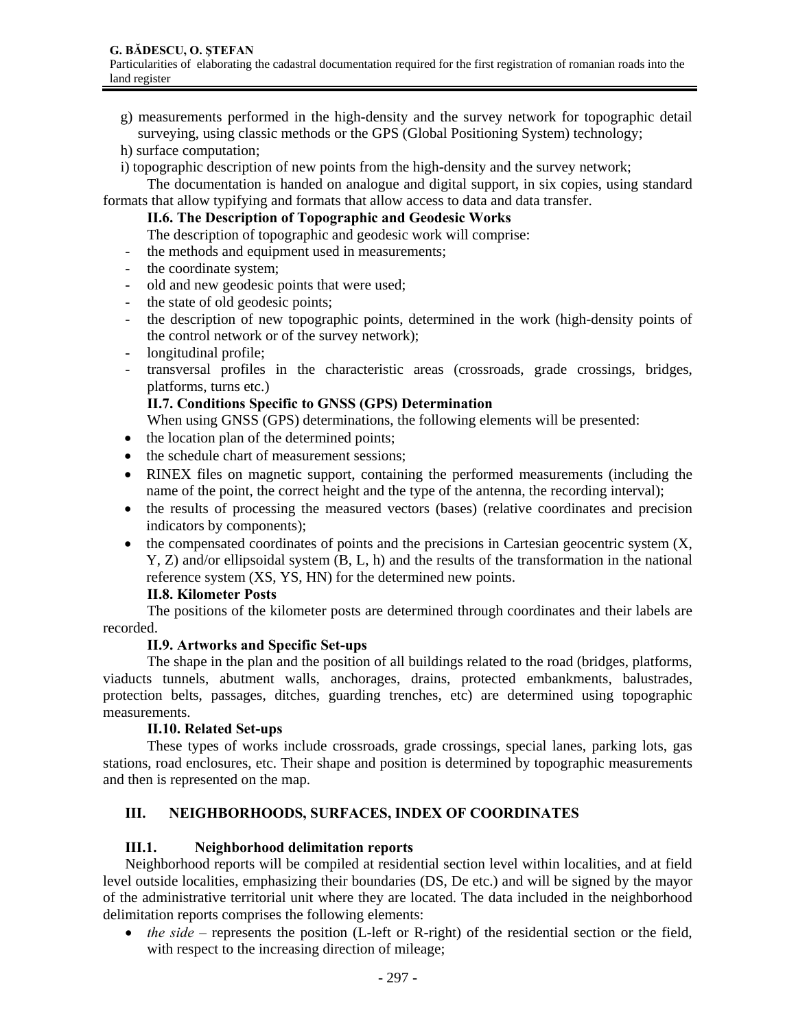g) measurements performed in the high-density and the survey network for topographic detail surveying, using classic methods or the GPS (Global Positioning System) technology;

h) surface computation;

i) topographic description of new points from the high-density and the survey network;

The documentation is handed on analogue and digital support, in six copies, using standard formats that allow typifying and formats that allow access to data and data transfer.

### II.6. The Description of Topographic and Geodesic Works

The description of topographic and geodesic work will comprise:

- the methods and equipment used in measurements;
- the coordinate system;
- old and new geodesic points that were used;
- the state of old geodesic points;
- the description of new topographic points, determined in the work (high-density points of the control network or of the survey network);
- longitudinal profile;
- transversal profiles in the characteristic areas (crossroads, grade crossings, bridges, platforms, turns etc.)

### II.7. Conditions Specific to GNSS (GPS) Determination

When using GNSS (GPS) determinations, the following elements will be presented:

- the location plan of the determined points;
- the schedule chart of measurement sessions;
- RINEX files on magnetic support, containing the performed measurements (including the name of the point, the correct height and the type of the antenna, the recording interval);
- the results of processing the measured vectors (bases) (relative coordinates and precision indicators by components);
- the compensated coordinates of points and the precisions in Cartesian geocentric system (X, Y, Z) and/or ellipsoidal system (B, L, h) and the results of the transformation in the national reference system (XS, YS, HN) for the determined new points.

### II.8. Kilometer Posts

The positions of the kilometer posts are determined through coordinates and their labels are recorded.

### II.9. Artworks and Specific Set-ups

The shape in the plan and the position of all buildings related to the road (bridges, platforms, viaducts tunnels, abutment walls, anchorages, drains, protected embankments, balustrades, protection belts, passages, ditches, guarding trenches, etc) are determined using topographic measurements.

### II.10. Related Set-ups

These types of works include crossroads, grade crossings, special lanes, parking lots, gas stations, road enclosures, etc. Their shape and position is determined by topographic measurements and then is represented on the map.

## III. NEIGHBORHOODS, SURFACES, INDEX OF COORDINATES

### III.1. Neighborhood delimitation reports

Neighborhood reports will be compiled at residential section level within localities, and at field level outside localities, emphasizing their boundaries (DS, De etc.) and will be signed by the mayor of the administrative territorial unit where they are located. The data included in the neighborhood delimitation reports comprises the following elements:

- *the side* – represents the position (L-left or R-right) of the residential section or the field, with respect to the increasing direction of mileage;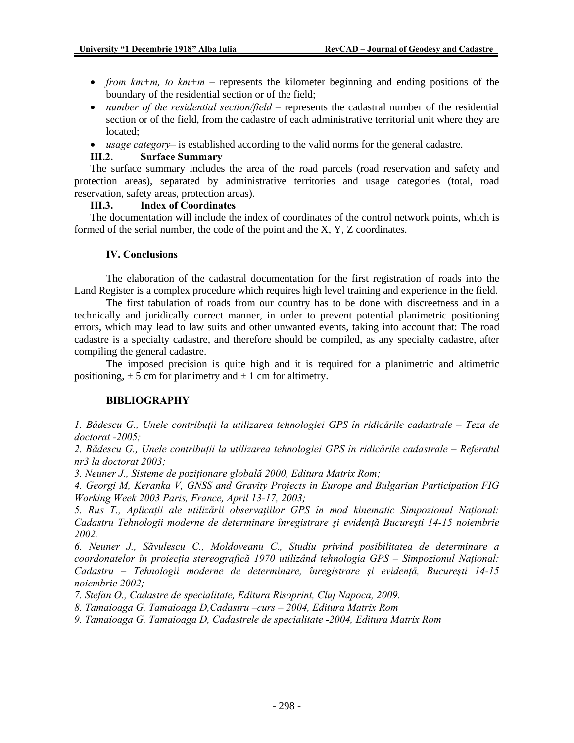- *from km+m, to km+m* – represents the kilometer beginning and ending positions of the boundary of the residential section or of the field;
- *number of the residential section/field* – represents the cadastral number of the residential section or of the field, from the cadastre of each administrative territorial unit where they are located;
- *usage category*– is established according to the valid norms for the general cadastre.

### III.2. Surface Summary

The surface summary includes the area of the road parcels (road reservation and safety and protection areas), separated by administrative territories and usage categories (total, road reservation, safety areas, protection areas).

### III.3. Index of Coordinates

The documentation will include the index of coordinates of the control network points, which is formed of the serial number, the code of the point and the X, Y, Z coordinates.

## IV. Conclusions

The elaboration of the cadastral documentation for the first registration of roads into the Land Register is a complex procedure which requires high level training and experience in the field.

The first tabulation of roads from our country has to be done with discreetness and in a technically and juridically correct manner, in order to prevent potential planimetric positioning errors, which may lead to law suits and other unwanted events, taking into account that: The road cadastre is a specialty cadastre, and therefore should be compiled, as any specialty cadastre, after compiling the general cadastre.

The imposed precision is quite high and it is required for a planimetric and altimetric positioning, ± 5 cm for planimetry and ± 1 cm for altimetry.

## BIBLIOGRAPHY

*1. Bădescu G., Unele contribuții la utilizarea tehnologiei GPS în ridicările cadastrale – Teza de doctorat -2005;*

*2. Bădescu G., Unele contribuții la utilizarea tehnologiei GPS în ridicările cadastrale – Referatul nr3 la doctorat 2003;*

*3. Neuner J., Sisteme de poziționare globală 2000, Editura Matrix Rom;*

*4. Georgi M, Keranka V, GNSS and Gravity Projects in Europe and Bulgarian Participation FIG Working Week 2003 Paris, France, April 13-17, 2003;*

*5. Rus T., Aplicații ale utilizării observațiilor GPS în mod kinematic Simpozionul Național: Cadastru Tehnologii moderne de determinare înregistrare şi evidență Bucureşti 14-15 noiembrie 2002.*

*6. Neuner J., Săvulescu C., Moldoveanu C., Studiu privind posibilitatea de determinare a coordonatelor în proiecția stereografică 1970 utilizând tehnologia GPS – Simpozionul Național: Cadastru – Tehnologii moderne de determinare, înregistrare şi evidență, Bucureşti 14-15 noiembrie 2002;*

*7. Stefan O., Cadastre de specialitate, Editura Risoprint, Cluj Napoca, 2009.*

*8. Tamaioaga G. Tamaioaga D,Cadastru –curs – 2004, Editura Matrix Rom*

*9. Tamaioaga G, Tamaioaga D, Cadastrele de specialitate -2004, Editura Matrix Rom*